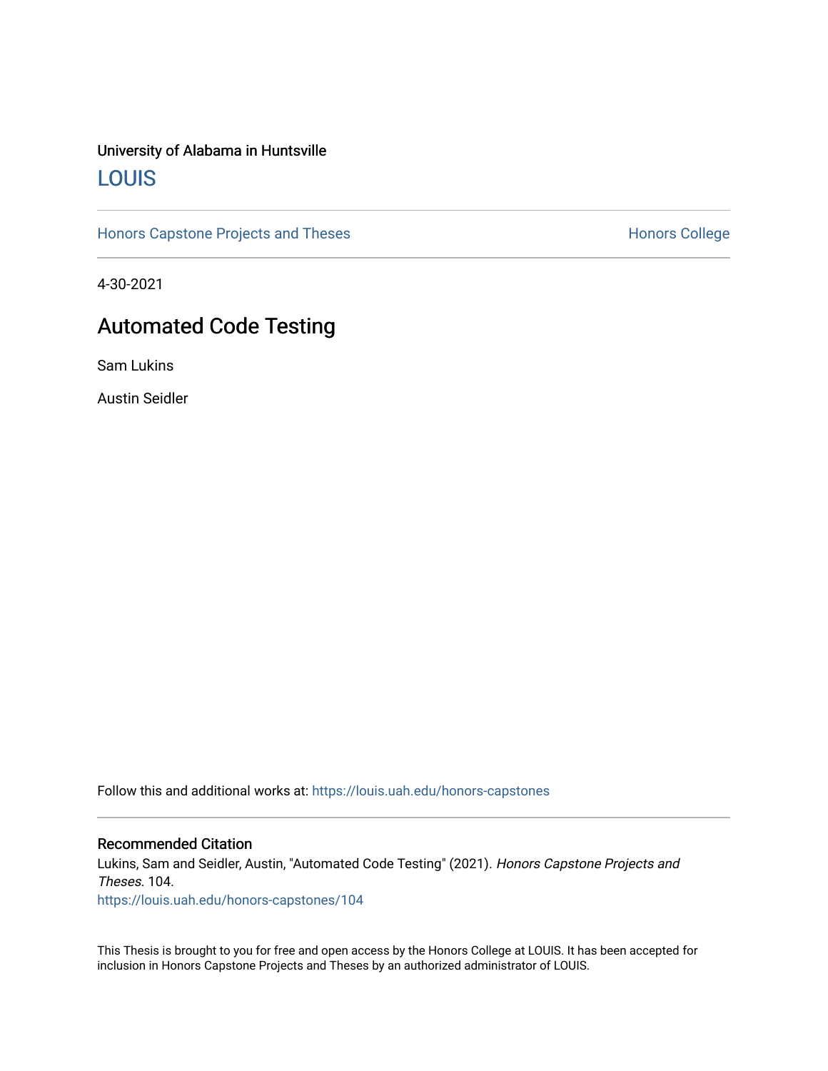University of Alabama in Huntsville

## LOUIS

Honors Capstone Projects and Theses | Honors College

4-30-2021

# Automated Code Testing

Sam Lukins

Austin Seidler

Follow this and additional works at: https://louis.uah.edu/honors-capstones

### Recommended Citation

Lukins, Sam and Seidler, Austin, "Automated Code Testing" (2021). *Honors Capstone Projects and Theses*. 104.
https://louis.uah.edu/honors-capstones/104

This Thesis is brought to you for free and open access by the Honors College at LOUIS. It has been accepted for inclusion in Honors Capstone Projects and Theses by an authorized administrator of LOUIS.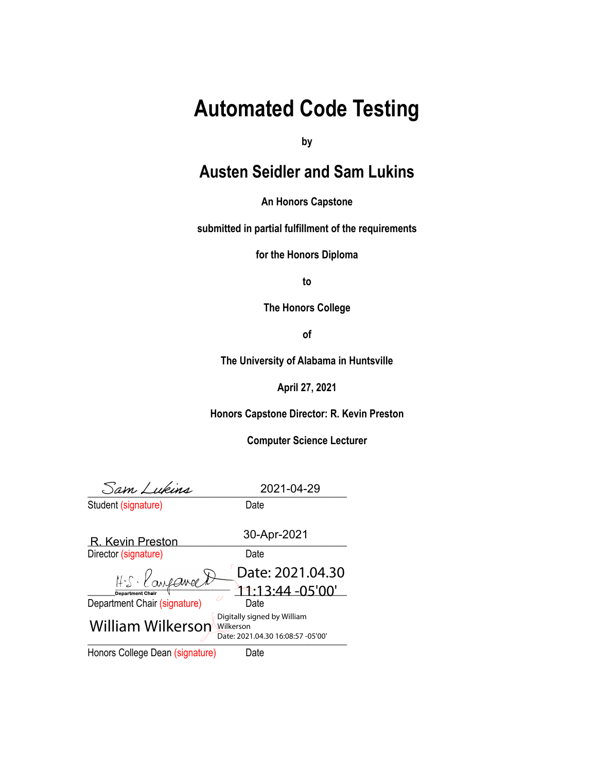# Automated Code Testing

**by**

## Austen Seidler and Sam Lukins

**An Honors Capstone**

**submitted in partial fulfillment of the requirements**

**for the Honors Diploma**

**to**

**The Honors College**

**of**

**The University of Alabama in Huntsville**

**April 27, 2021**

**Honors Capstone Director: R. Kevin Preston**

**Computer Science Lecturer**

Sam Lukins — 2021-04-29

Student (signature) — Date

R. Kevin Preston — 30-Apr-2021

Director (signature) — Date

H.S. Rangarajan (Department Chair) — Date: 2021.04.30 11:13:44 -05'00'

Department Chair (signature) — Date

William Wilkerson — Digitally signed by William Wilkerson Date: 2021.04.30 16:08:57 -05'00'

Honors College Dean (signature) — Date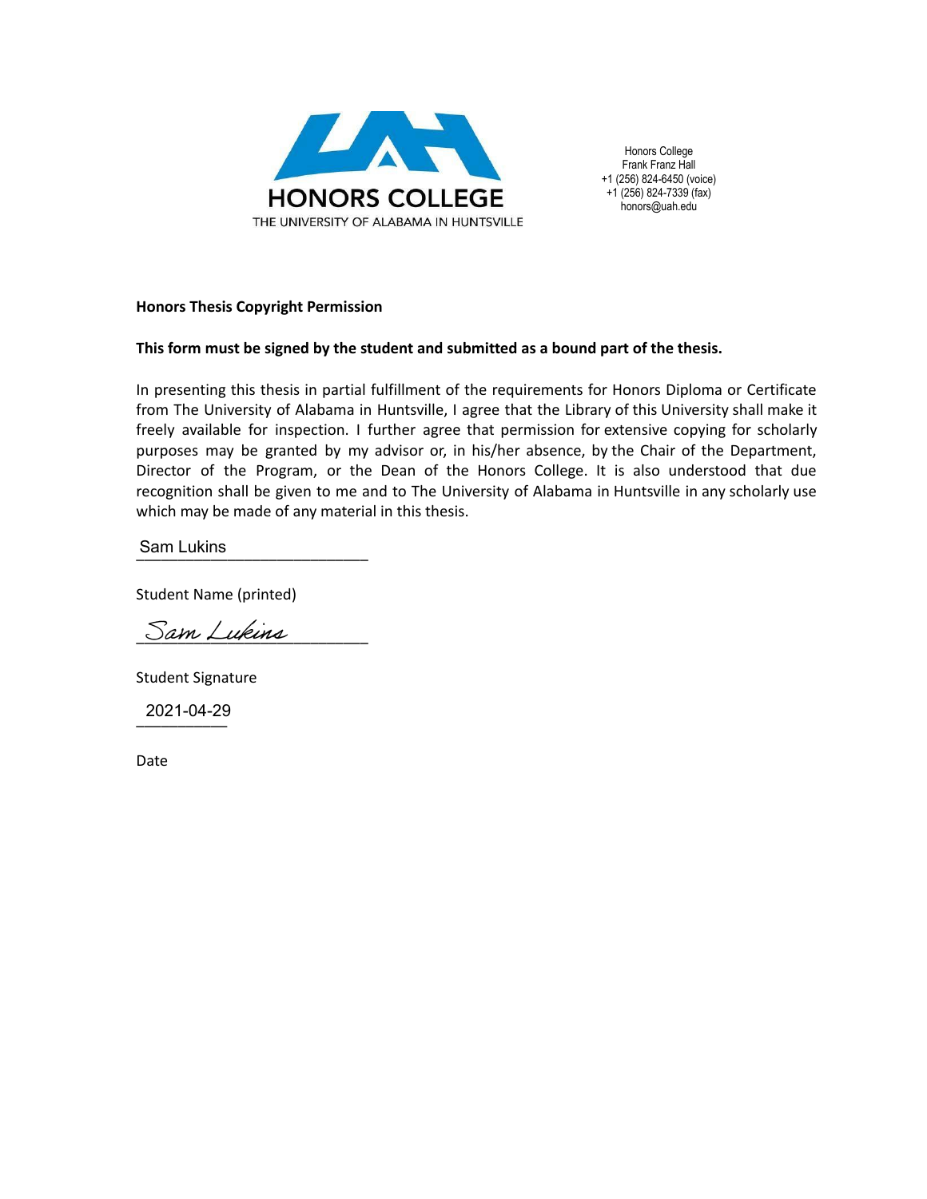HONORS COLLEGE

THE UNIVERSITY OF ALABAMA IN HUNTSVILLE

Honors College
Frank Franz Hall
+1 (256) 824-6450 (voice)
+1 (256) 824-7339 (fax)
honors@uah.edu

**Honors Thesis Copyright Permission**

**This form must be signed by the student and submitted as a bound part of the thesis.**

In presenting this thesis in partial fulfillment of the requirements for Honors Diploma or Certificate from The University of Alabama in Huntsville, I agree that the Library of this University shall make it freely available for inspection. I further agree that permission for extensive copying for scholarly purposes may be granted by my advisor or, in his/her absence, by the Chair of the Department, Director of the Program, or the Dean of the Honors College. It is also understood that due recognition shall be given to me and to The University of Alabama in Huntsville in any scholarly use which may be made of any material in this thesis.

Sam Lukins

Student Name (printed)

Sam Lukins

Student Signature

2021-04-29

Date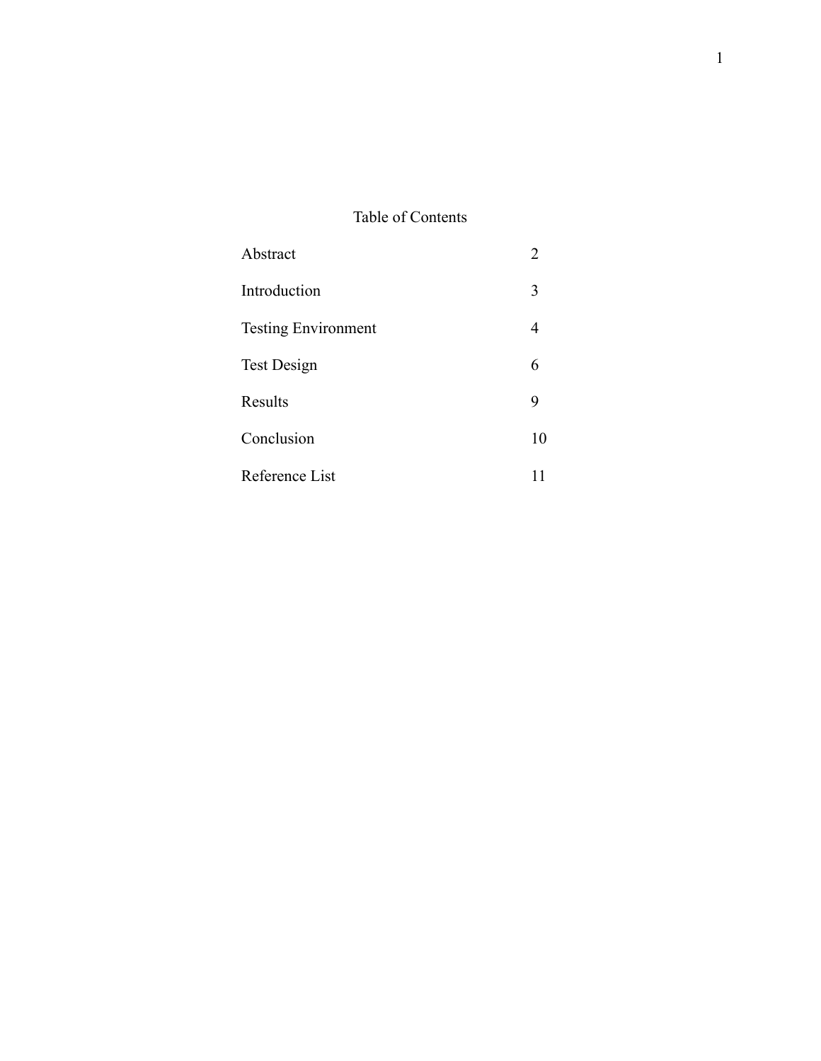# Table of Contents

| | |
|---|---|
| Abstract | 2 |
| Introduction | 3 |
| Testing Environment | 4 |
| Test Design | 6 |
| Results | 9 |
| Conclusion | 10 |
| Reference List | 11 |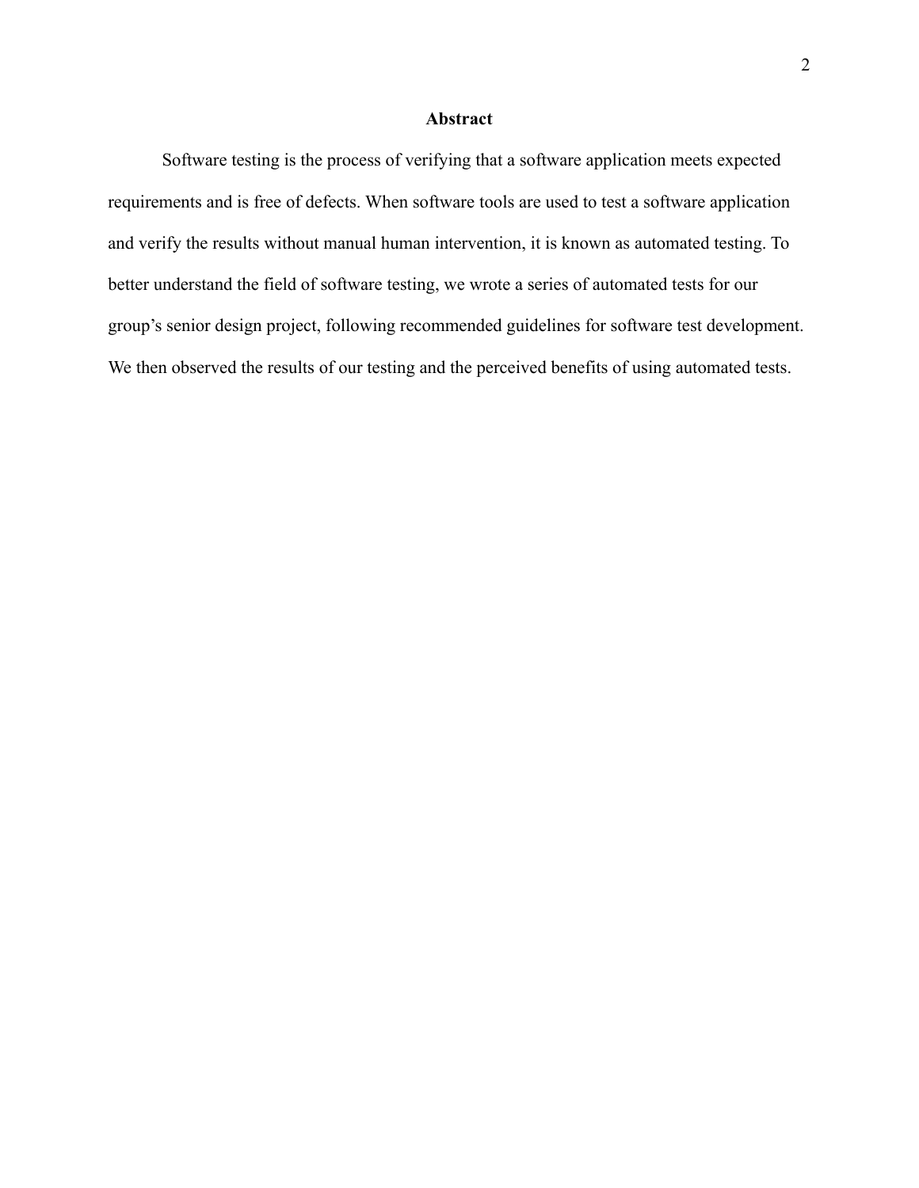## Abstract

Software testing is the process of verifying that a software application meets expected requirements and is free of defects. When software tools are used to test a software application and verify the results without manual human intervention, it is known as automated testing. To better understand the field of software testing, we wrote a series of automated tests for our group's senior design project, following recommended guidelines for software test development. We then observed the results of our testing and the perceived benefits of using automated tests.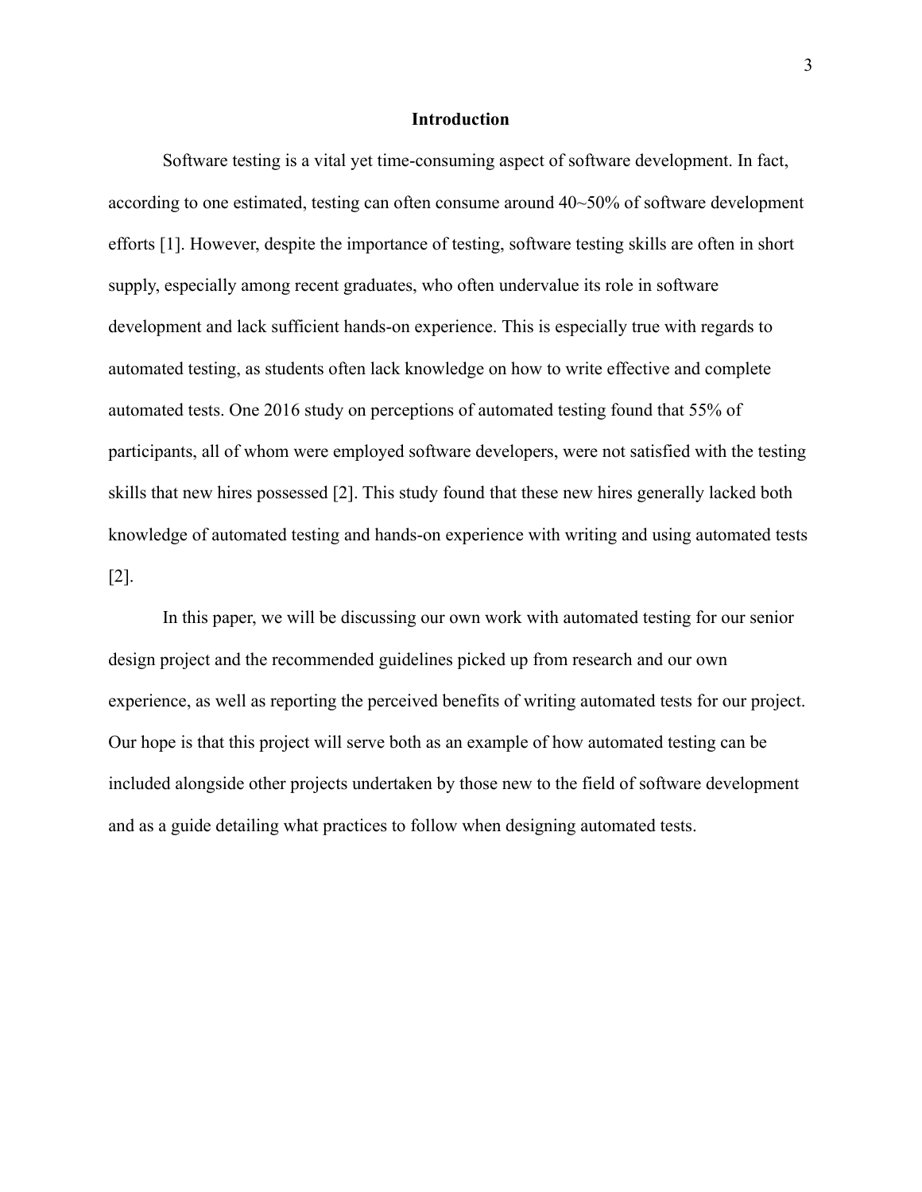## Introduction

Software testing is a vital yet time-consuming aspect of software development. In fact, according to one estimated, testing can often consume around 40~50% of software development efforts [1]. However, despite the importance of testing, software testing skills are often in short supply, especially among recent graduates, who often undervalue its role in software development and lack sufficient hands-on experience. This is especially true with regards to automated testing, as students often lack knowledge on how to write effective and complete automated tests. One 2016 study on perceptions of automated testing found that 55% of participants, all of whom were employed software developers, were not satisfied with the testing skills that new hires possessed [2]. This study found that these new hires generally lacked both knowledge of automated testing and hands-on experience with writing and using automated tests [2].

In this paper, we will be discussing our own work with automated testing for our senior design project and the recommended guidelines picked up from research and our own experience, as well as reporting the perceived benefits of writing automated tests for our project. Our hope is that this project will serve both as an example of how automated testing can be included alongside other projects undertaken by those new to the field of software development and as a guide detailing what practices to follow when designing automated tests.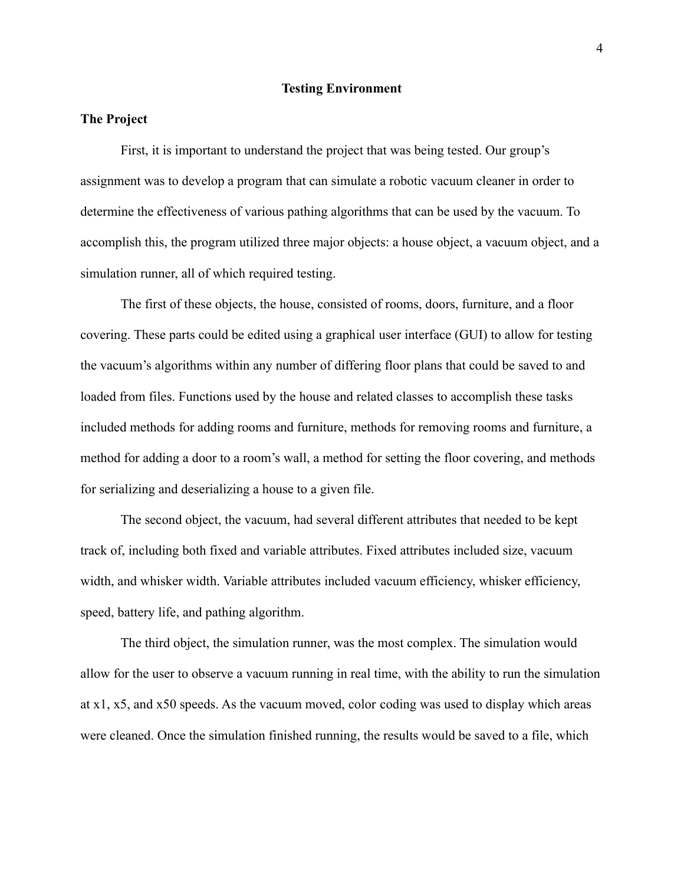## Testing Environment

### The Project

First, it is important to understand the project that was being tested. Our group's assignment was to develop a program that can simulate a robotic vacuum cleaner in order to determine the effectiveness of various pathing algorithms that can be used by the vacuum. To accomplish this, the program utilized three major objects: a house object, a vacuum object, and a simulation runner, all of which required testing.

The first of these objects, the house, consisted of rooms, doors, furniture, and a floor covering. These parts could be edited using a graphical user interface (GUI) to allow for testing the vacuum's algorithms within any number of differing floor plans that could be saved to and loaded from files. Functions used by the house and related classes to accomplish these tasks included methods for adding rooms and furniture, methods for removing rooms and furniture, a method for adding a door to a room's wall, a method for setting the floor covering, and methods for serializing and deserializing a house to a given file.

The second object, the vacuum, had several different attributes that needed to be kept track of, including both fixed and variable attributes. Fixed attributes included size, vacuum width, and whisker width. Variable attributes included vacuum efficiency, whisker efficiency, speed, battery life, and pathing algorithm.

The third object, the simulation runner, was the most complex. The simulation would allow for the user to observe a vacuum running in real time, with the ability to run the simulation at x1, x5, and x50 speeds. As the vacuum moved, color coding was used to display which areas were cleaned. Once the simulation finished running, the results would be saved to a file, which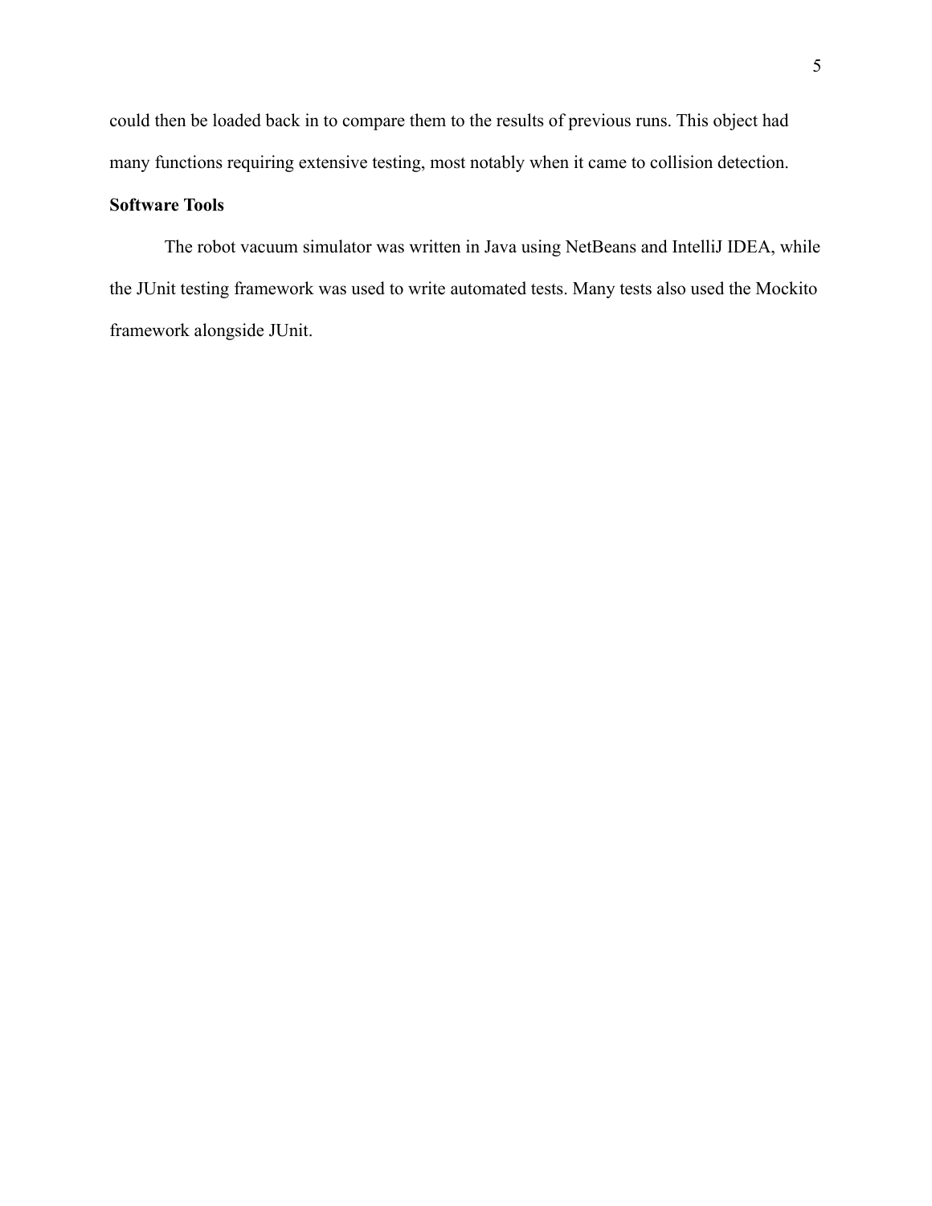could then be loaded back in to compare them to the results of previous runs. This object had many functions requiring extensive testing, most notably when it came to collision detection.

**Software Tools**

The robot vacuum simulator was written in Java using NetBeans and IntelliJ IDEA, while the JUnit testing framework was used to write automated tests. Many tests also used the Mockito framework alongside JUnit.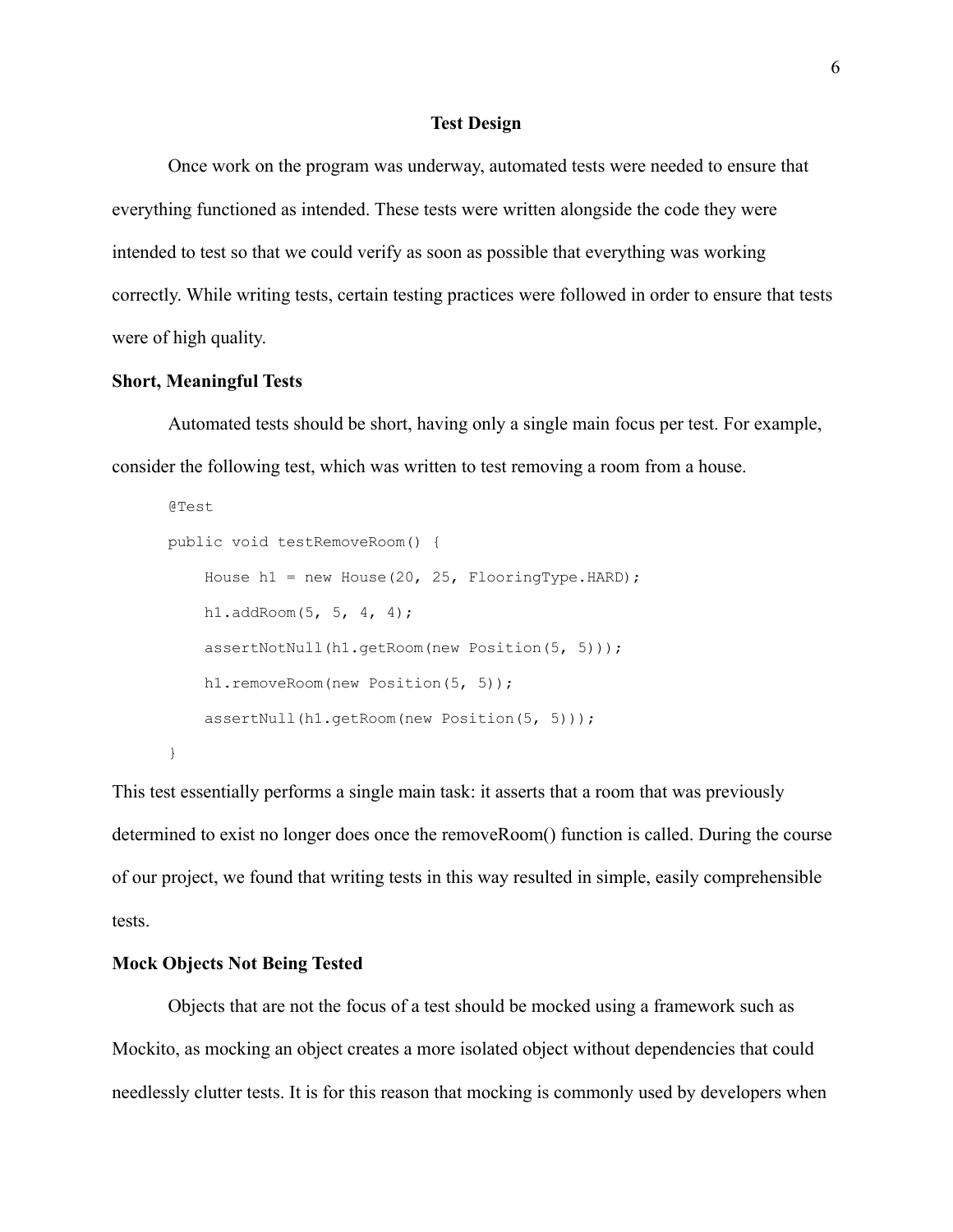## Test Design

Once work on the program was underway, automated tests were needed to ensure that everything functioned as intended. These tests were written alongside the code they were intended to test so that we could verify as soon as possible that everything was working correctly. While writing tests, certain testing practices were followed in order to ensure that tests were of high quality.

### Short, Meaningful Tests

Automated tests should be short, having only a single main focus per test. For example, consider the following test, which was written to test removing a room from a house.

```
@Test
public void testRemoveRoom() {
    House h1 = new House(20, 25, FlooringType.HARD);
    h1.addRoom(5, 5, 4, 4);
    assertNotNull(h1.getRoom(new Position(5, 5)));
    h1.removeRoom(new Position(5, 5));
    assertNull(h1.getRoom(new Position(5, 5)));
}
```

This test essentially performs a single main task: it asserts that a room that was previously determined to exist no longer does once the removeRoom() function is called. During the course of our project, we found that writing tests in this way resulted in simple, easily comprehensible tests.

### Mock Objects Not Being Tested

Objects that are not the focus of a test should be mocked using a framework such as Mockito, as mocking an object creates a more isolated object without dependencies that could needlessly clutter tests. It is for this reason that mocking is commonly used by developers when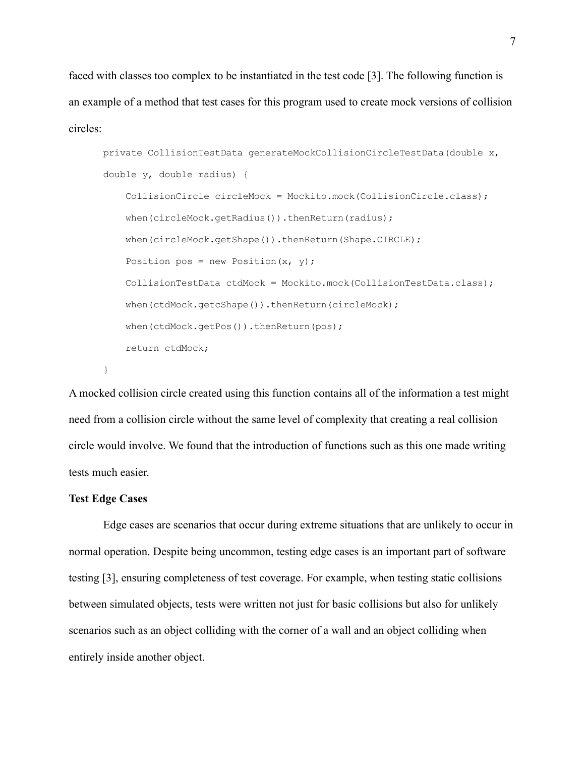faced with classes too complex to be instantiated in the test code [3]. The following function is an example of a method that test cases for this program used to create mock versions of collision circles:

```
private CollisionTestData generateMockCollisionCircleTestData(double x,
double y, double radius) {
    CollisionCircle circleMock = Mockito.mock(CollisionCircle.class);
    when(circleMock.getRadius()).thenReturn(radius);
    when(circleMock.getShape()).thenReturn(Shape.CIRCLE);
    Position pos = new Position(x, y);
    CollisionTestData ctdMock = Mockito.mock(CollisionTestData.class);
    when(ctdMock.getcShape()).thenReturn(circleMock);
    when(ctdMock.getPos()).thenReturn(pos);
    return ctdMock;
}
```

A mocked collision circle created using this function contains all of the information a test might need from a collision circle without the same level of complexity that creating a real collision circle would involve. We found that the introduction of functions such as this one made writing tests much easier.

**Test Edge Cases**

Edge cases are scenarios that occur during extreme situations that are unlikely to occur in normal operation. Despite being uncommon, testing edge cases is an important part of software testing [3], ensuring completeness of test coverage. For example, when testing static collisions between simulated objects, tests were written not just for basic collisions but also for unlikely scenarios such as an object colliding with the corner of a wall and an object colliding when entirely inside another object.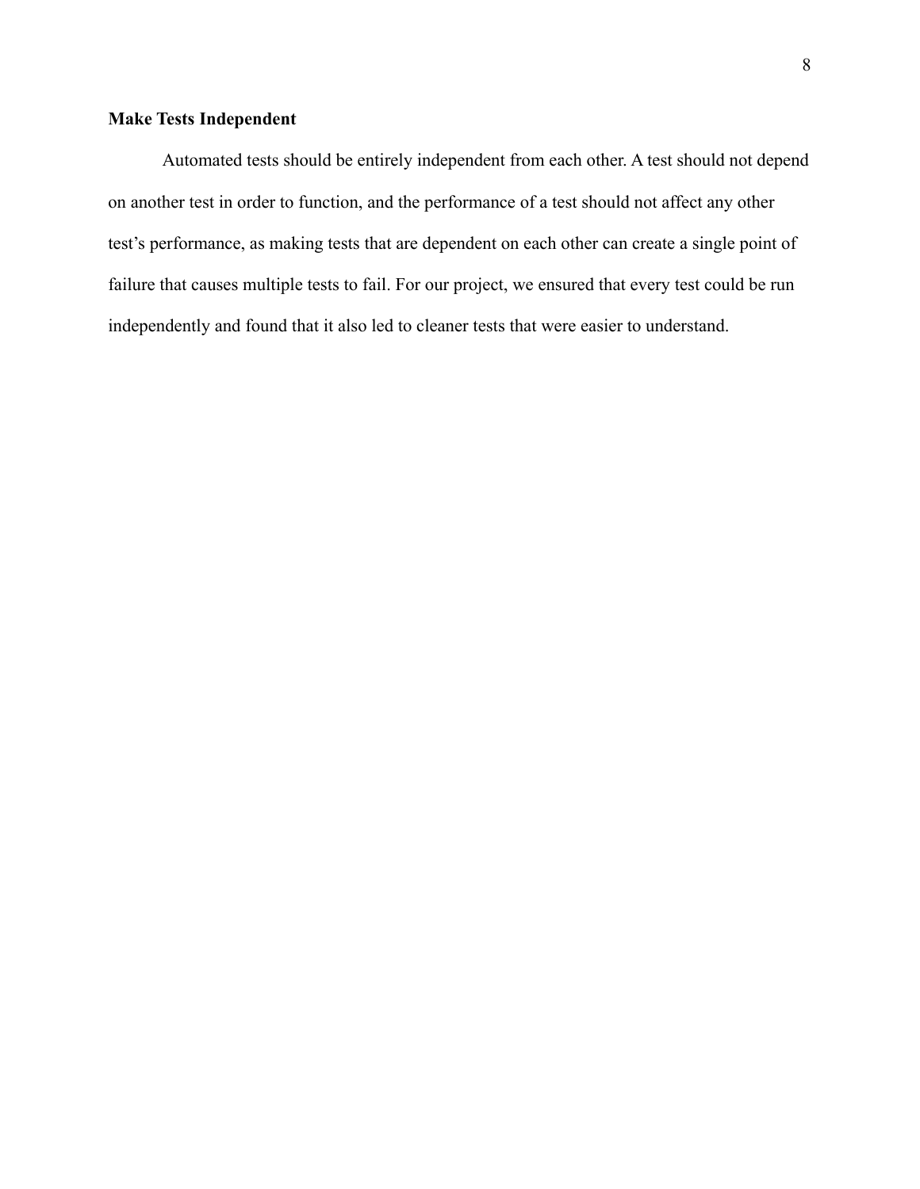**Make Tests Independent**

Automated tests should be entirely independent from each other. A test should not depend on another test in order to function, and the performance of a test should not affect any other test's performance, as making tests that are dependent on each other can create a single point of failure that causes multiple tests to fail. For our project, we ensured that every test could be run independently and found that it also led to cleaner tests that were easier to understand.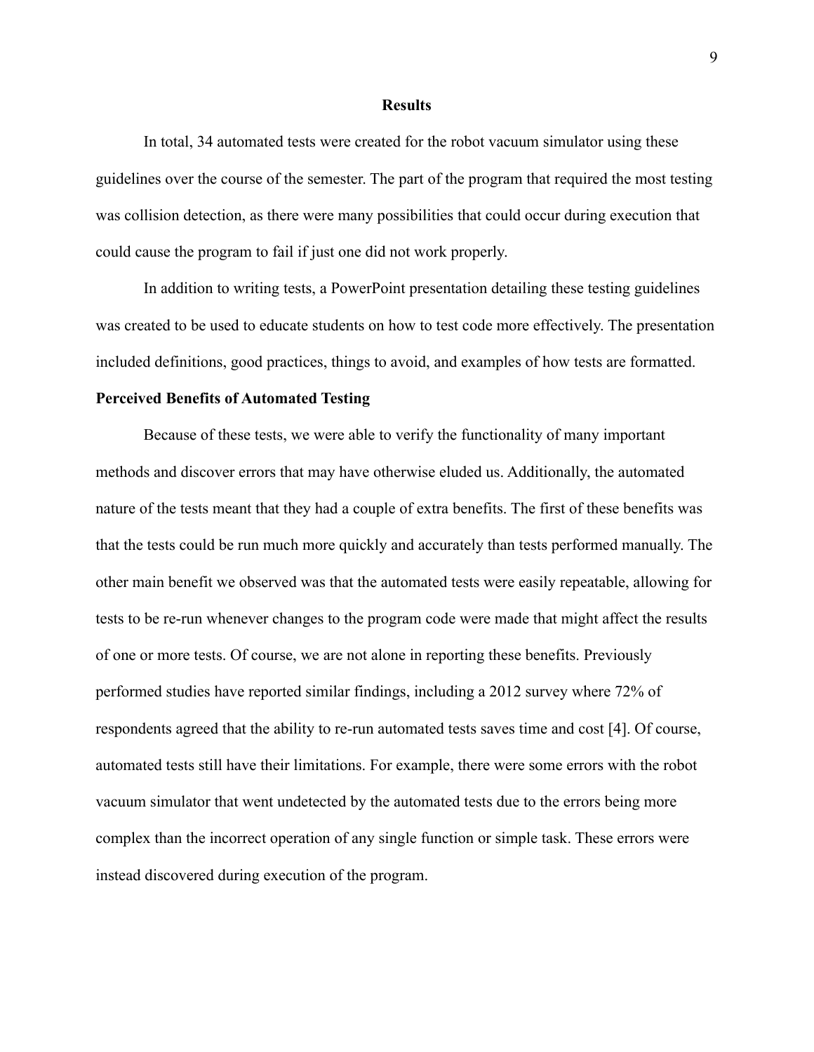## Results

In total, 34 automated tests were created for the robot vacuum simulator using these guidelines over the course of the semester. The part of the program that required the most testing was collision detection, as there were many possibilities that could occur during execution that could cause the program to fail if just one did not work properly.

In addition to writing tests, a PowerPoint presentation detailing these testing guidelines was created to be used to educate students on how to test code more effectively. The presentation included definitions, good practices, things to avoid, and examples of how tests are formatted.

### Perceived Benefits of Automated Testing

Because of these tests, we were able to verify the functionality of many important methods and discover errors that may have otherwise eluded us. Additionally, the automated nature of the tests meant that they had a couple of extra benefits. The first of these benefits was that the tests could be run much more quickly and accurately than tests performed manually. The other main benefit we observed was that the automated tests were easily repeatable, allowing for tests to be re-run whenever changes to the program code were made that might affect the results of one or more tests. Of course, we are not alone in reporting these benefits. Previously performed studies have reported similar findings, including a 2012 survey where 72% of respondents agreed that the ability to re-run automated tests saves time and cost [4]. Of course, automated tests still have their limitations. For example, there were some errors with the robot vacuum simulator that went undetected by the automated tests due to the errors being more complex than the incorrect operation of any single function or simple task. These errors were instead discovered during execution of the program.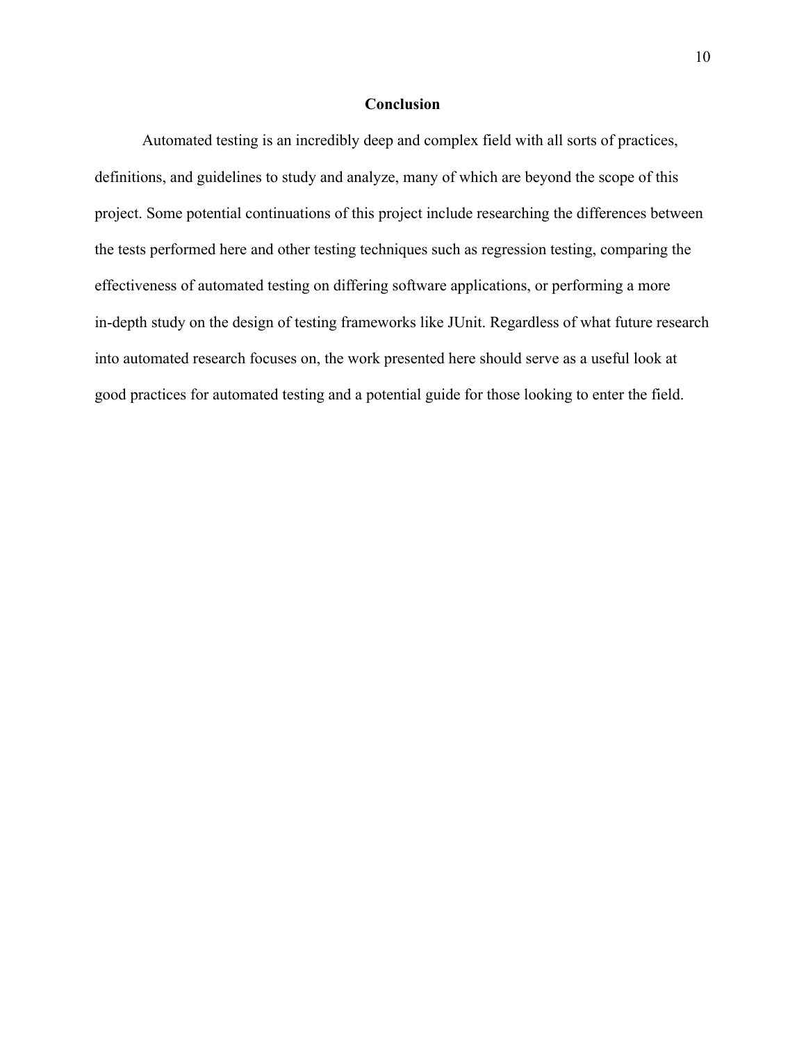## Conclusion

Automated testing is an incredibly deep and complex field with all sorts of practices, definitions, and guidelines to study and analyze, many of which are beyond the scope of this project. Some potential continuations of this project include researching the differences between the tests performed here and other testing techniques such as regression testing, comparing the effectiveness of automated testing on differing software applications, or performing a more in-depth study on the design of testing frameworks like JUnit. Regardless of what future research into automated research focuses on, the work presented here should serve as a useful look at good practices for automated testing and a potential guide for those looking to enter the field.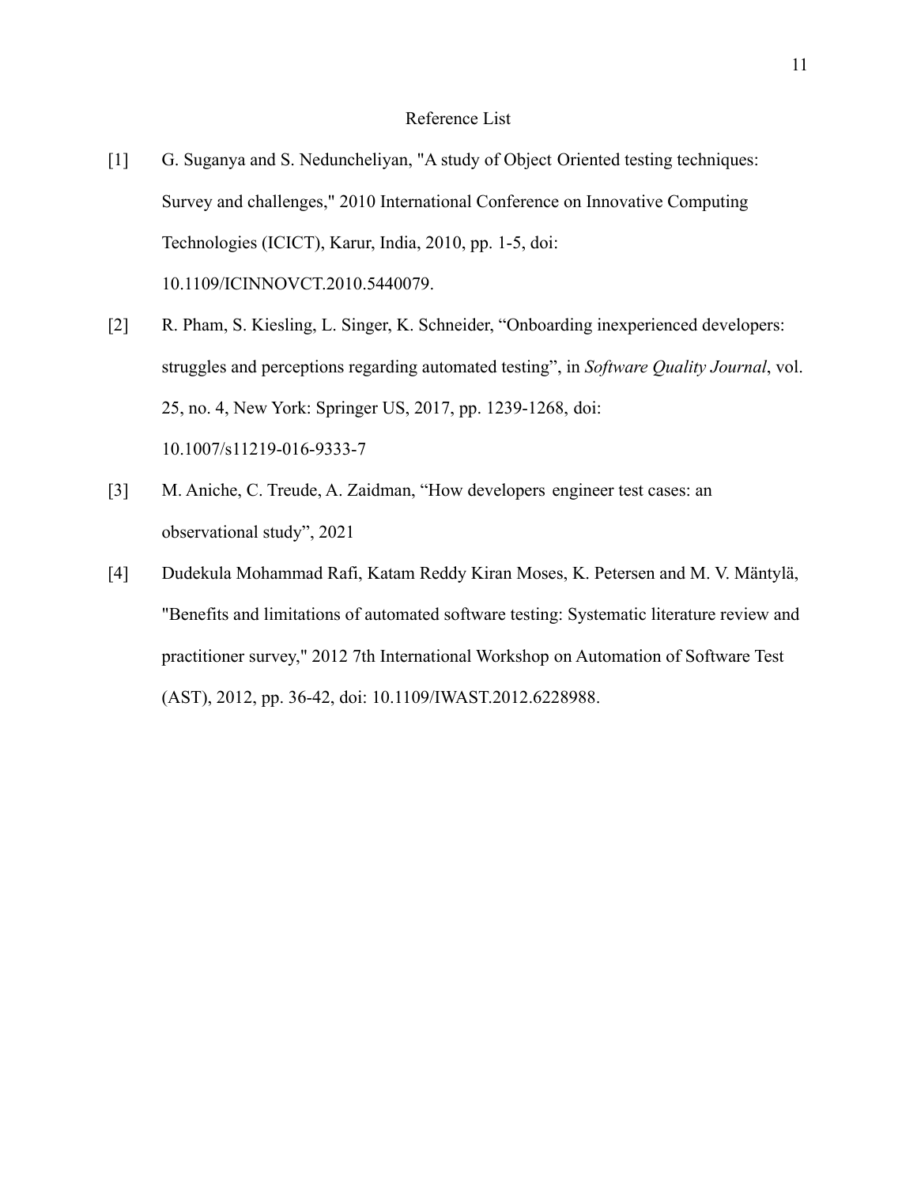# Reference List

[1] G. Suganya and S. Neduncheliyan, "A study of Object Oriented testing techniques: Survey and challenges," 2010 International Conference on Innovative Computing Technologies (ICICT), Karur, India, 2010, pp. 1-5, doi: 10.1109/ICINNOVCT.2010.5440079.

[2] R. Pham, S. Kiesling, L. Singer, K. Schneider, “Onboarding inexperienced developers: struggles and perceptions regarding automated testing”, in *Software Quality Journal*, vol. 25, no. 4, New York: Springer US, 2017, pp. 1239-1268, doi: 10.1007/s11219-016-9333-7

[3] M. Aniche, C. Treude, A. Zaidman, “How developers engineer test cases: an observational study”, 2021

[4] Dudekula Mohammad Rafi, Katam Reddy Kiran Moses, K. Petersen and M. V. Mäntylä, "Benefits and limitations of automated software testing: Systematic literature review and practitioner survey," 2012 7th International Workshop on Automation of Software Test (AST), 2012, pp. 36-42, doi: 10.1109/IWAST.2012.6228988.